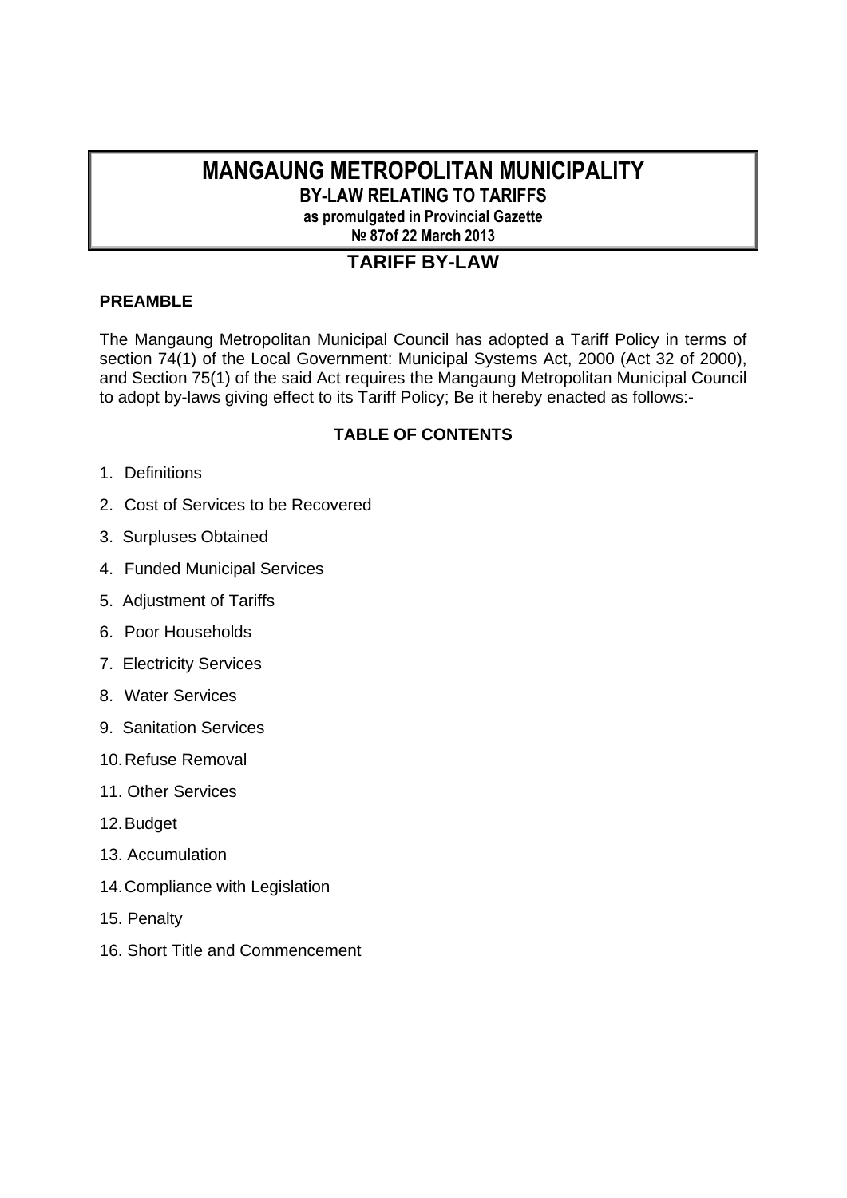# MANGAUNG METROPOLITAN MUNICIPALITY

## BY-LAW RELATING TO TARIFFS

**as promulgated in Provincial Gazette**
**№ 87of 22 March 2013**

## TARIFF BY-LAW

### PREAMBLE

The Mangaung Metropolitan Municipal Council has adopted a Tariff Policy in terms of section 74(1) of the Local Government: Municipal Systems Act, 2000 (Act 32 of 2000), and Section 75(1) of the said Act requires the Mangaung Metropolitan Municipal Council to adopt by-laws giving effect to its Tariff Policy; Be it hereby enacted as follows:-

### TABLE OF CONTENTS

1. Definitions
2. Cost of Services to be Recovered
3. Surpluses Obtained
4. Funded Municipal Services
5. Adjustment of Tariffs
6. Poor Households
7. Electricity Services
8. Water Services
9. Sanitation Services
10. Refuse Removal
11. Other Services
12. Budget
13. Accumulation
14. Compliance with Legislation
15. Penalty
16. Short Title and Commencement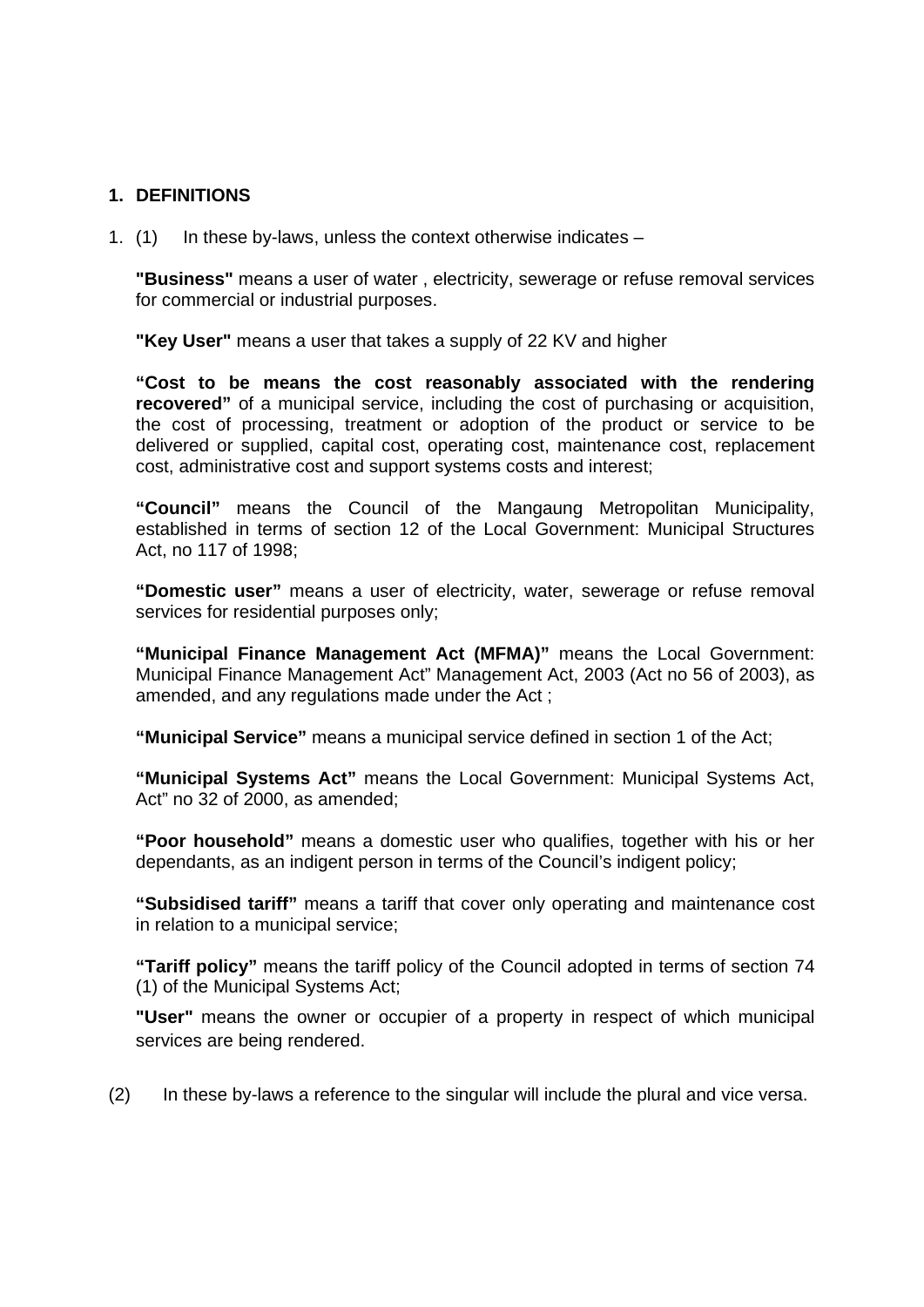## 1. DEFINITIONS

1. (1) In these by-laws, unless the context otherwise indicates –

**"Business"** means a user of water , electricity, sewerage or refuse removal services for commercial or industrial purposes.

**"Key User"** means a user that takes a supply of 22 KV and higher

**"Cost to be recovered"** means the cost reasonably associated with the rendering of a municipal service, including the cost of purchasing or acquisition, the cost of processing, treatment or adoption of the product or service to be delivered or supplied, capital cost, operating cost, maintenance cost, replacement cost, administrative cost and support systems costs and interest;

**"Council"** means the Council of the Mangaung Metropolitan Municipality, established in terms of section 12 of the Local Government: Municipal Structures Act, no 117 of 1998;

**"Domestic user"** means a user of electricity, water, sewerage or refuse removal services for residential purposes only;

**"Municipal Finance Management Act (MFMA)"** means the Local Government: Municipal Finance Management Act" Management Act, 2003 (Act no 56 of 2003), as amended, and any regulations made under the Act ;

**"Municipal Service"** means a municipal service defined in section 1 of the Act;

**"Municipal Systems Act"** means the Local Government: Municipal Systems Act, Act" no 32 of 2000, as amended;

**"Poor household"** means a domestic user who qualifies, together with his or her dependants, as an indigent person in terms of the Council's indigent policy;

**"Subsidised tariff"** means a tariff that cover only operating and maintenance cost in relation to a municipal service;

**"Tariff policy"** means the tariff policy of the Council adopted in terms of section 74 (1) of the Municipal Systems Act;

**"User"** means the owner or occupier of a property in respect of which municipal services are being rendered.

(2) In these by-laws a reference to the singular will include the plural and vice versa.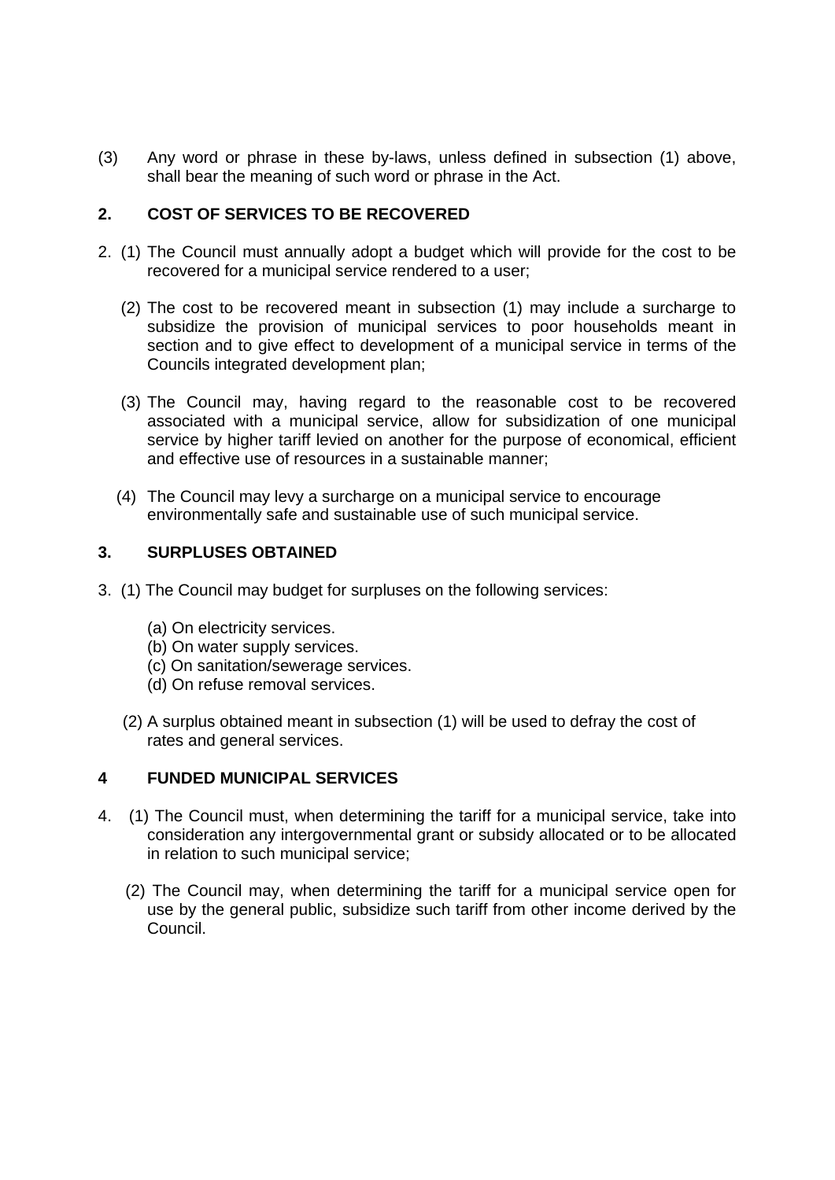(3) Any word or phrase in these by-laws, unless defined in subsection (1) above, shall bear the meaning of such word or phrase in the Act.

## 2. COST OF SERVICES TO BE RECOVERED

2. (1) The Council must annually adopt a budget which will provide for the cost to be recovered for a municipal service rendered to a user;

(2) The cost to be recovered meant in subsection (1) may include a surcharge to subsidize the provision of municipal services to poor households meant in section and to give effect to development of a municipal service in terms of the Councils integrated development plan;

(3) The Council may, having regard to the reasonable cost to be recovered associated with a municipal service, allow for subsidization of one municipal service by higher tariff levied on another for the purpose of economical, efficient and effective use of resources in a sustainable manner;

(4) The Council may levy a surcharge on a municipal service to encourage environmentally safe and sustainable use of such municipal service.

## 3. SURPLUSES OBTAINED

3. (1) The Council may budget for surpluses on the following services:

(a) On electricity services.
(b) On water supply services.
(c) On sanitation/sewerage services.
(d) On refuse removal services.

(2) A surplus obtained meant in subsection (1) will be used to defray the cost of rates and general services.

## 4 FUNDED MUNICIPAL SERVICES

4. (1) The Council must, when determining the tariff for a municipal service, take into consideration any intergovernmental grant or subsidy allocated or to be allocated in relation to such municipal service;

(2) The Council may, when determining the tariff for a municipal service open for use by the general public, subsidize such tariff from other income derived by the Council.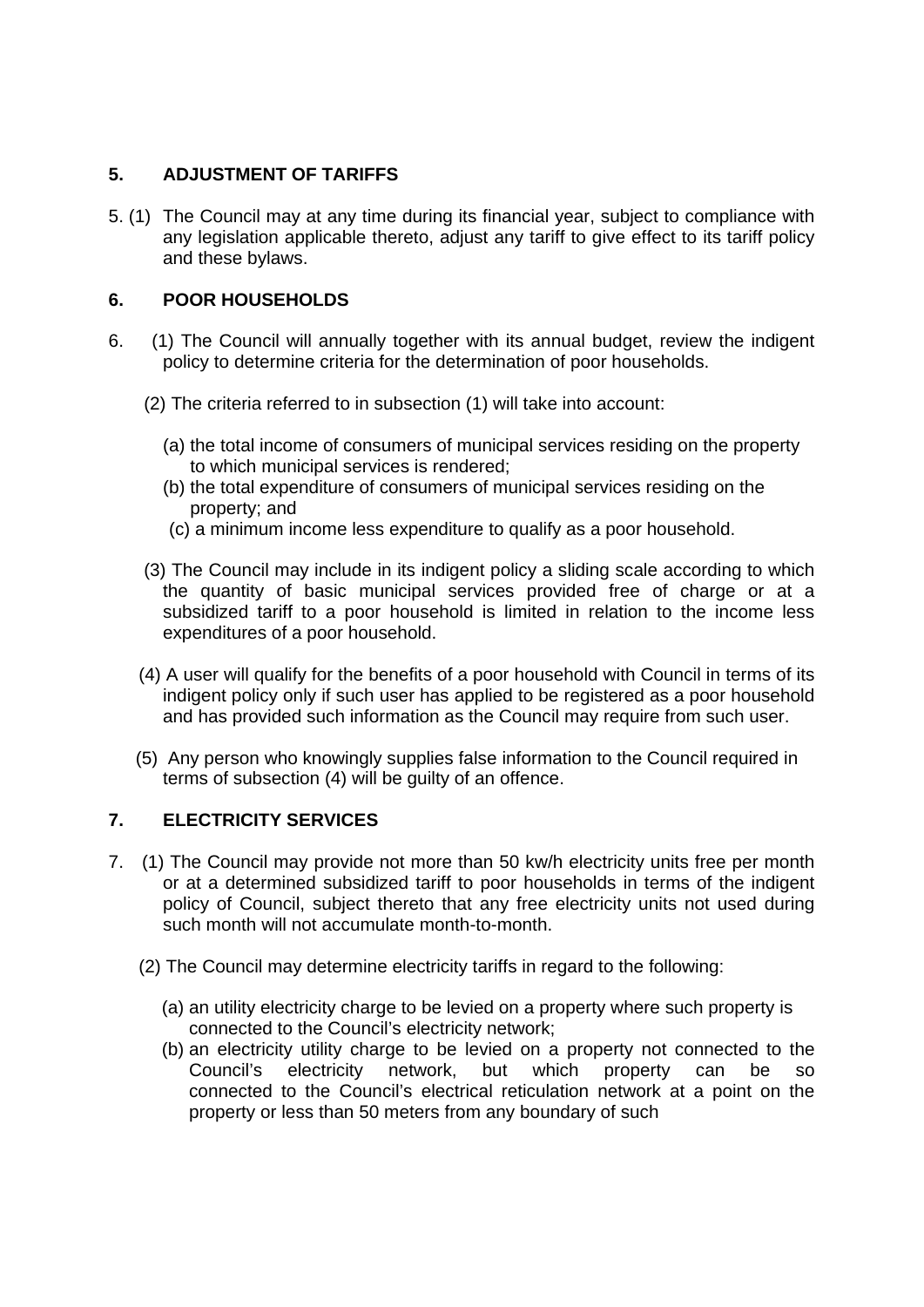## 5. ADJUSTMENT OF TARIFFS

5. (1) The Council may at any time during its financial year, subject to compliance with any legislation applicable thereto, adjust any tariff to give effect to its tariff policy and these bylaws.

## 6. POOR HOUSEHOLDS

6. (1) The Council will annually together with its annual budget, review the indigent policy to determine criteria for the determination of poor households.

(2) The criteria referred to in subsection (1) will take into account:

(a) the total income of consumers of municipal services residing on the property to which municipal services is rendered;
(b) the total expenditure of consumers of municipal services residing on the property; and
(c) a minimum income less expenditure to qualify as a poor household.

(3) The Council may include in its indigent policy a sliding scale according to which the quantity of basic municipal services provided free of charge or at a subsidized tariff to a poor household is limited in relation to the income less expenditures of a poor household.

(4) A user will qualify for the benefits of a poor household with Council in terms of its indigent policy only if such user has applied to be registered as a poor household and has provided such information as the Council may require from such user.

(5) Any person who knowingly supplies false information to the Council required in terms of subsection (4) will be guilty of an offence.

## 7. ELECTRICITY SERVICES

7. (1) The Council may provide not more than 50 kw/h electricity units free per month or at a determined subsidized tariff to poor households in terms of the indigent policy of Council, subject thereto that any free electricity units not used during such month will not accumulate month-to-month.

(2) The Council may determine electricity tariffs in regard to the following:

(a) an utility electricity charge to be levied on a property where such property is connected to the Council's electricity network;
(b) an electricity utility charge to be levied on a property not connected to the Council's electricity network, but which property can be so connected to the Council's electrical reticulation network at a point on the property or less than 50 meters from any boundary of such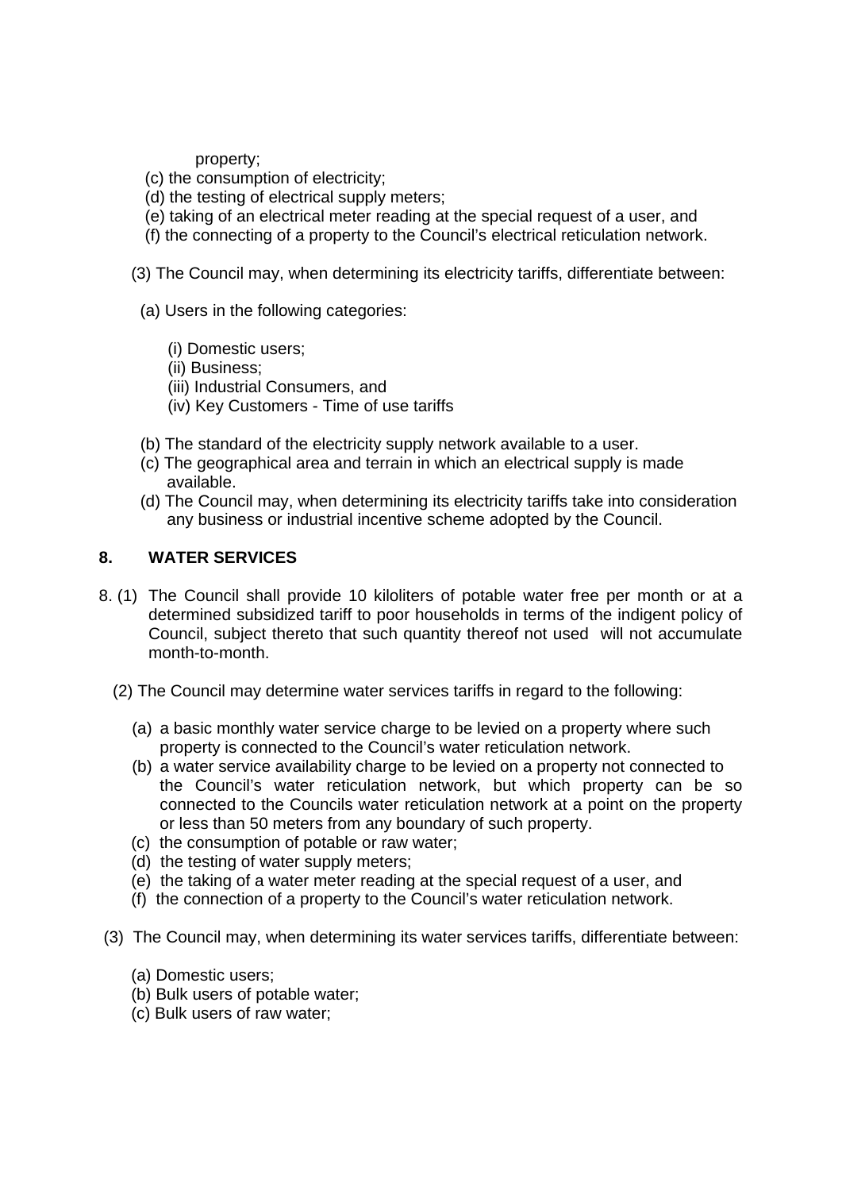property;

(c) the consumption of electricity;
(d) the testing of electrical supply meters;
(e) taking of an electrical meter reading at the special request of a user, and
(f) the connecting of a property to the Council's electrical reticulation network.

(3) The Council may, when determining its electricity tariffs, differentiate between:

(a) Users in the following categories:

(i) Domestic users;
(ii) Business;
(iii) Industrial Consumers, and
(iv) Key Customers - Time of use tariffs

(b) The standard of the electricity supply network available to a user.
(c) The geographical area and terrain in which an electrical supply is made available.
(d) The Council may, when determining its electricity tariffs take into consideration any business or industrial incentive scheme adopted by the Council.

## 8. WATER SERVICES

8. (1) The Council shall provide 10 kiloliters of potable water free per month or at a determined subsidized tariff to poor households in terms of the indigent policy of Council, subject thereto that such quantity thereof not used will not accumulate month-to-month.

(2) The Council may determine water services tariffs in regard to the following:

(a) a basic monthly water service charge to be levied on a property where such property is connected to the Council's water reticulation network.
(b) a water service availability charge to be levied on a property not connected to the Council's water reticulation network, but which property can be so connected to the Councils water reticulation network at a point on the property or less than 50 meters from any boundary of such property.
(c) the consumption of potable or raw water;
(d) the testing of water supply meters;
(e) the taking of a water meter reading at the special request of a user, and
(f) the connection of a property to the Council's water reticulation network.

(3) The Council may, when determining its water services tariffs, differentiate between:

(a) Domestic users;
(b) Bulk users of potable water;
(c) Bulk users of raw water;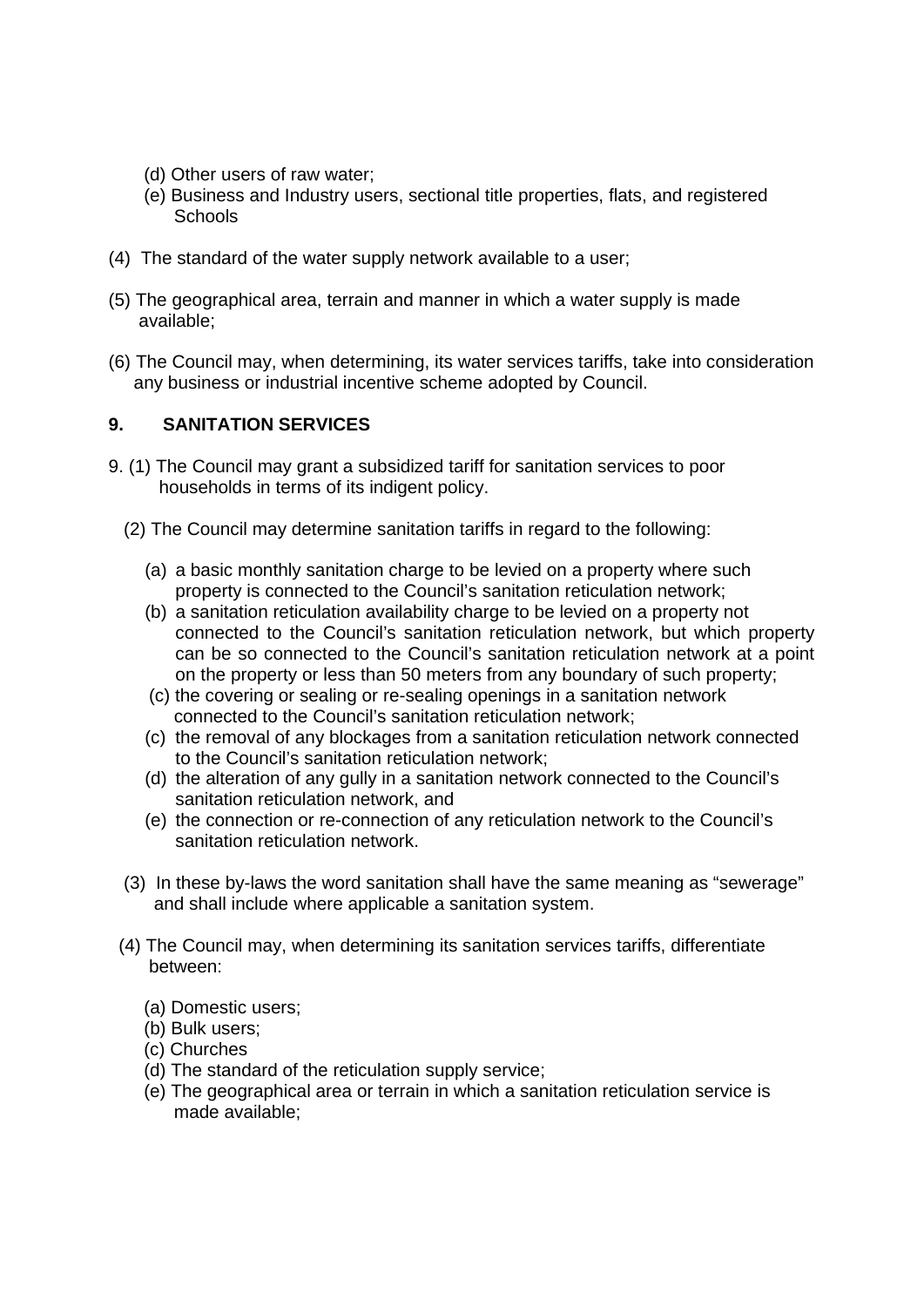(d) Other users of raw water;
(e) Business and Industry users, sectional title properties, flats, and registered Schools

(4) The standard of the water supply network available to a user;

(5) The geographical area, terrain and manner in which a water supply is made available;

(6) The Council may, when determining, its water services tariffs, take into consideration any business or industrial incentive scheme adopted by Council.

## 9. SANITATION SERVICES

9. (1) The Council may grant a subsidized tariff for sanitation services to poor households in terms of its indigent policy.

(2) The Council may determine sanitation tariffs in regard to the following:

(a) a basic monthly sanitation charge to be levied on a property where such property is connected to the Council's sanitation reticulation network;
(b) a sanitation reticulation availability charge to be levied on a property not connected to the Council's sanitation reticulation network, but which property can be so connected to the Council's sanitation reticulation network at a point on the property or less than 50 meters from any boundary of such property;
(c) the covering or sealing or re-sealing openings in a sanitation network connected to the Council's sanitation reticulation network;
(c) the removal of any blockages from a sanitation reticulation network connected to the Council's sanitation reticulation network;
(d) the alteration of any gully in a sanitation network connected to the Council's sanitation reticulation network, and
(e) the connection or re-connection of any reticulation network to the Council's sanitation reticulation network.

(3) In these by-laws the word sanitation shall have the same meaning as "sewerage" and shall include where applicable a sanitation system.

(4) The Council may, when determining its sanitation services tariffs, differentiate between:

(a) Domestic users;
(b) Bulk users;
(c) Churches
(d) The standard of the reticulation supply service;
(e) The geographical area or terrain in which a sanitation reticulation service is made available;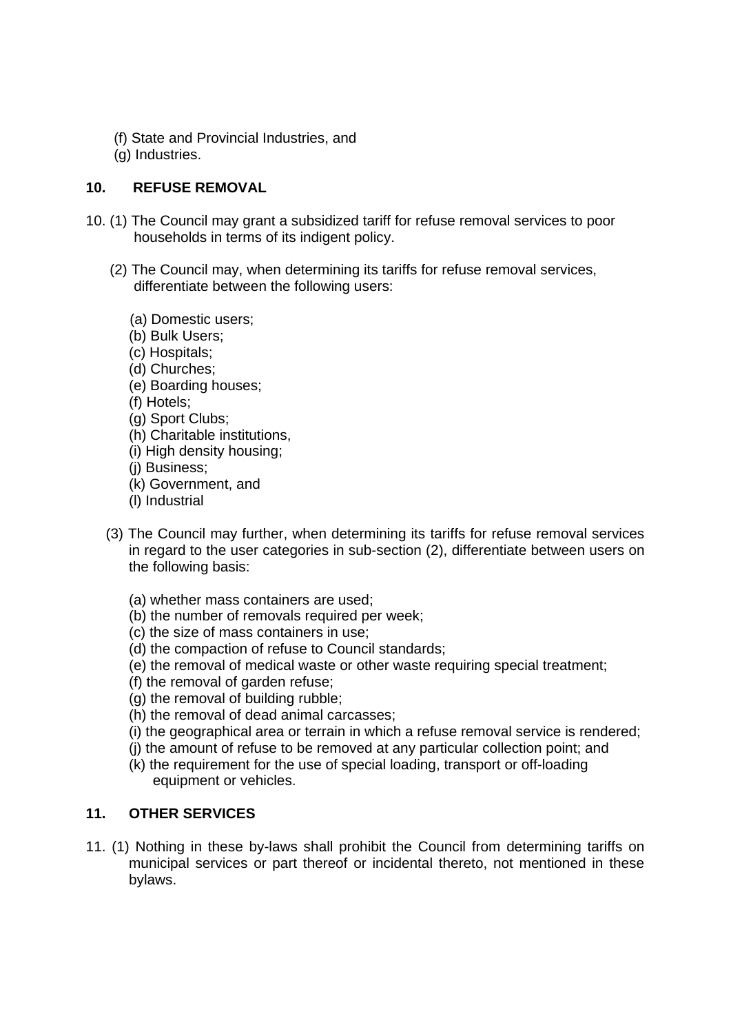(f) State and Provincial Industries, and
(g) Industries.

## 10. REFUSE REMOVAL

10. (1) The Council may grant a subsidized tariff for refuse removal services to poor households in terms of its indigent policy.

(2) The Council may, when determining its tariffs for refuse removal services, differentiate between the following users:

(a) Domestic users;
(b) Bulk Users;
(c) Hospitals;
(d) Churches;
(e) Boarding houses;
(f) Hotels;
(g) Sport Clubs;
(h) Charitable institutions,
(i) High density housing;
(j) Business;
(k) Government, and
(l) Industrial

(3) The Council may further, when determining its tariffs for refuse removal services in regard to the user categories in sub-section (2), differentiate between users on the following basis:

(a) whether mass containers are used;
(b) the number of removals required per week;
(c) the size of mass containers in use;
(d) the compaction of refuse to Council standards;
(e) the removal of medical waste or other waste requiring special treatment;
(f) the removal of garden refuse;
(g) the removal of building rubble;
(h) the removal of dead animal carcasses;
(i) the geographical area or terrain in which a refuse removal service is rendered;
(j) the amount of refuse to be removed at any particular collection point; and
(k) the requirement for the use of special loading, transport or off-loading equipment or vehicles.

## 11. OTHER SERVICES

11. (1) Nothing in these by-laws shall prohibit the Council from determining tariffs on municipal services or part thereof or incidental thereto, not mentioned in these bylaws.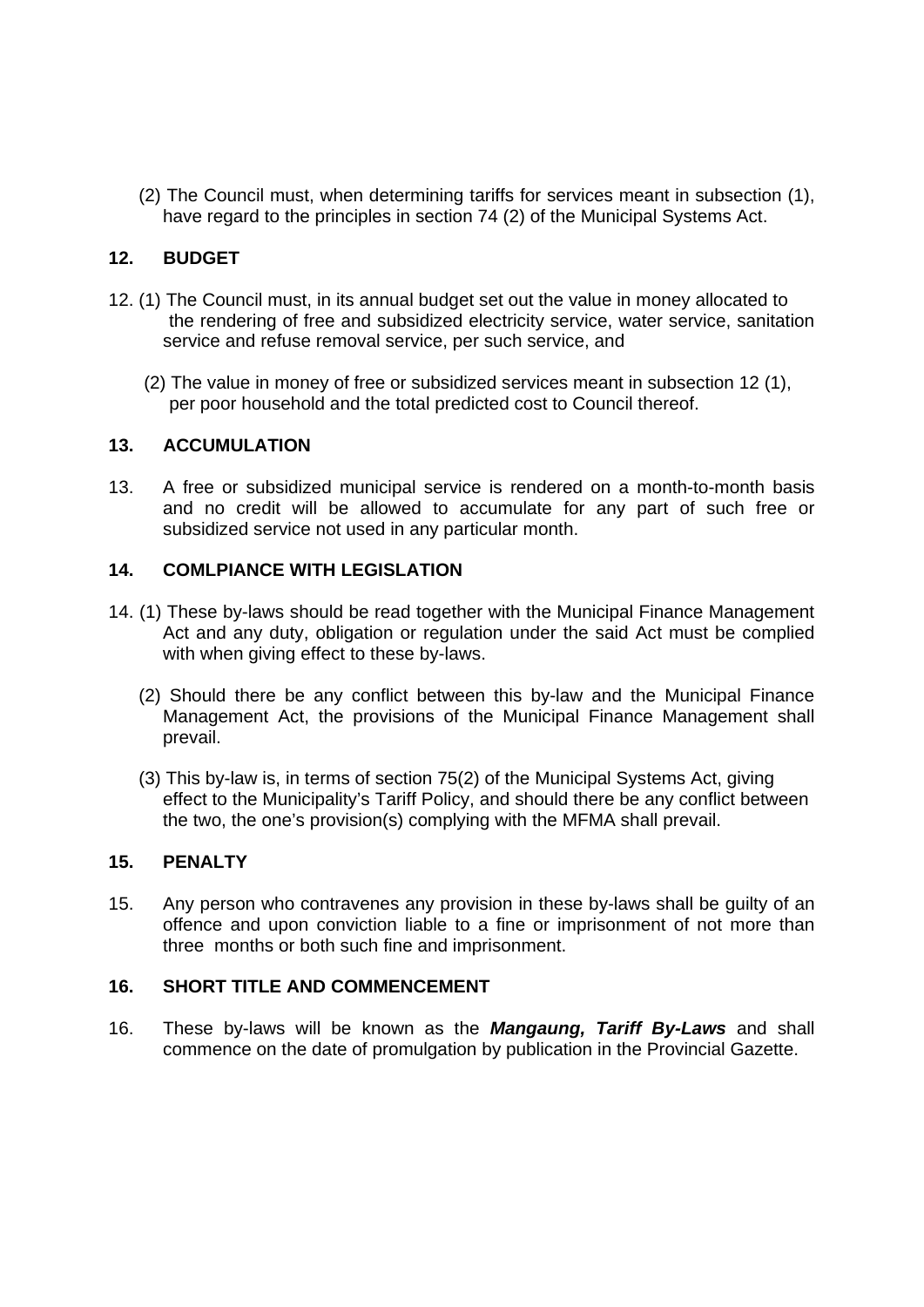(2) The Council must, when determining tariffs for services meant in subsection (1), have regard to the principles in section 74 (2) of the Municipal Systems Act.

## 12. BUDGET

12. (1) The Council must, in its annual budget set out the value in money allocated to the rendering of free and subsidized electricity service, water service, sanitation service and refuse removal service, per such service, and

(2) The value in money of free or subsidized services meant in subsection 12 (1), per poor household and the total predicted cost to Council thereof.

## 13. ACCUMULATION

13. A free or subsidized municipal service is rendered on a month-to-month basis and no credit will be allowed to accumulate for any part of such free or subsidized service not used in any particular month.

## 14. COMLPIANCE WITH LEGISLATION

14. (1) These by-laws should be read together with the Municipal Finance Management Act and any duty, obligation or regulation under the said Act must be complied with when giving effect to these by-laws.

(2) Should there be any conflict between this by-law and the Municipal Finance Management Act, the provisions of the Municipal Finance Management shall prevail.

(3) This by-law is, in terms of section 75(2) of the Municipal Systems Act, giving effect to the Municipality's Tariff Policy, and should there be any conflict between the two, the one's provision(s) complying with the MFMA shall prevail.

## 15. PENALTY

15. Any person who contravenes any provision in these by-laws shall be guilty of an offence and upon conviction liable to a fine or imprisonment of not more than three months or both such fine and imprisonment.

## 16. SHORT TITLE AND COMMENCEMENT

16. These by-laws will be known as the ***Mangaung, Tariff By-Laws*** and shall commence on the date of promulgation by publication in the Provincial Gazette.